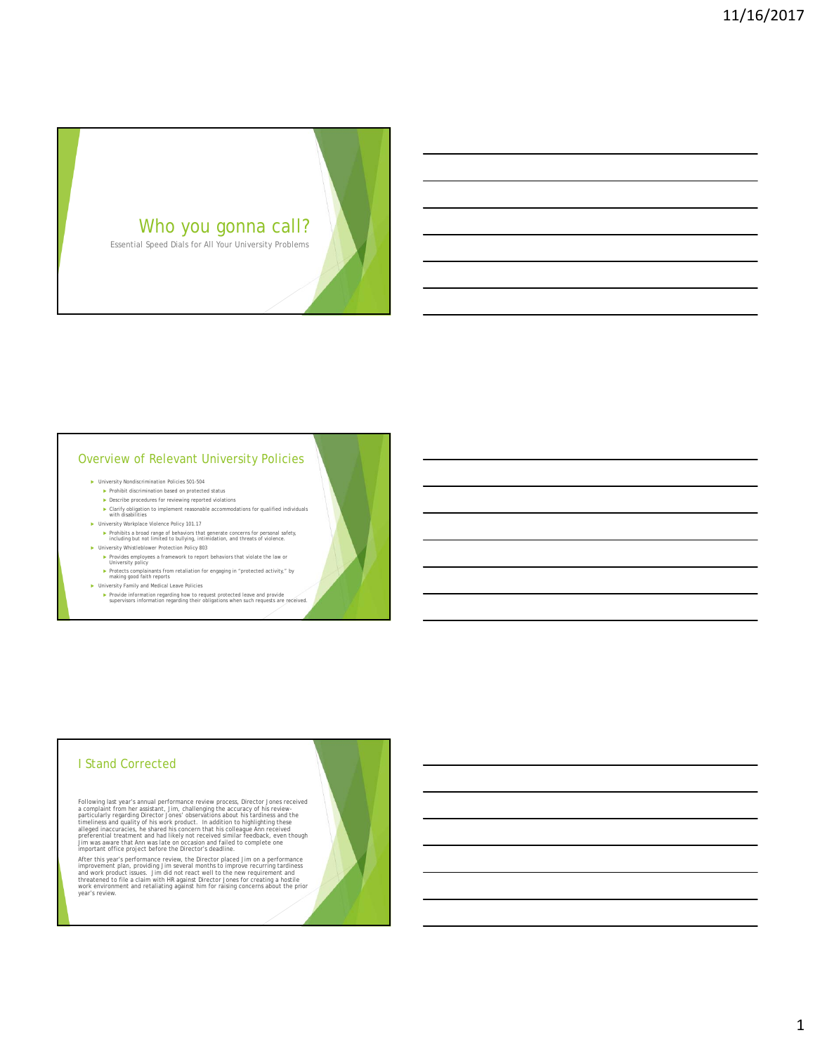# Who you gonna call?

Essential Speed Dials for All Your University Problems

## Overview of Relevant University Policies

- University Nondiscrimination Policies 501-504
  - Prohibit discrimination based on protected status
  - Describe procedures for reviewing reported violations
  - Clarify obligation to implement reasonable accommodations for qualified individuals with disabilities
- University Workplace Violence Policy 101.17
  - Prohibits a broad range of behaviors that generate concerns for personal safety, including but not limited to bullying, intimidation, and threats of violence.
- University Whistleblower Protection Policy 803
  - Provides employees a framework to report behaviors that violate the law or University policy
  - Protects complainants from retaliation for engaging in "protected activity," by making good faith reports
- University Family and Medical Leave Policies
  - Provide information regarding how to request protected leave and provide supervisors information regarding their obligations when such requests are received.

## I Stand Corrected

Following last year's annual performance review process, Director Jones received a complaint from her assistant, Jim, challenging the accuracy of his review-particularly regarding Director Jones' observations about his tardiness and the timeliness and quality of his work product. In addition to highlighting these alleged inaccuracies, he shared his concern that his colleague Ann received preferential treatment and had likely not received similar feedback, even though Jim was aware that Ann was late on occasion and failed to complete one important office project before the Director's deadline.

After this year's performance review, the Director placed Jim on a performance improvement plan, providing Jim several months to improve recurring tardiness and work product issues. Jim did not react well to the new requirement and threatened to file a claim with HR against Director Jones for creating a hostile work environment and retaliating against him for raising concerns about the prior year's review.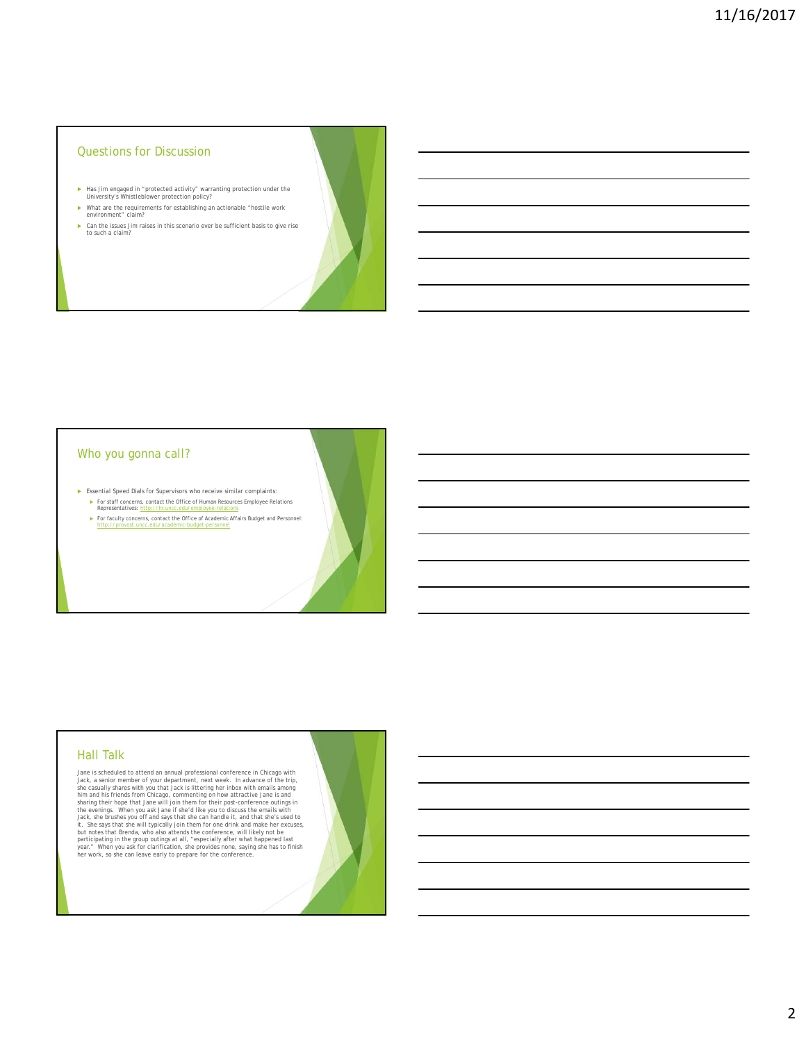## Questions for Discussion

- Has Jim engaged in "protected activity" warranting protection under the University's Whistleblower protection policy?
- What are the requirements for establishing an actionable "hostile work environment" claim?
- Can the issues Jim raises in this scenario ever be sufficient basis to give rise to such a claim?

## Who you gonna call?

- Essential Speed Dials for Supervisors who receive similar complaints:
  - For staff concerns, contact the Office of Human Resources Employee Relations Representatives: http://hr.uncc.edu/employee-relations
  - For faculty concerns, contact the Office of Academic Affairs Budget and Personnel: http://provost.uncc.edu/academic-budget-personnel

## Hall Talk

Jane is scheduled to attend an annual professional conference in Chicago with Jack, a senior member of your department, next week. In advance of the trip, she casually shares with you that Jack is littering her inbox with emails among him and his friends from Chicago, commenting on how attractive Jane is and sharing their hope that Jane will join them for their post-conference outings in the evenings. When you ask Jane if she'd like you to discuss the emails with Jack, she brushes you off and says that she can handle it, and that she's used to it. She says that she will typically join them for one drink and make her excuses, but notes that Brenda, who also attends the conference, will likely not be participating in the group outings at all, "especially after what happened last year." When you ask for clarification, she provides none, saying she has to finish her work, so she can leave early to prepare for the conference.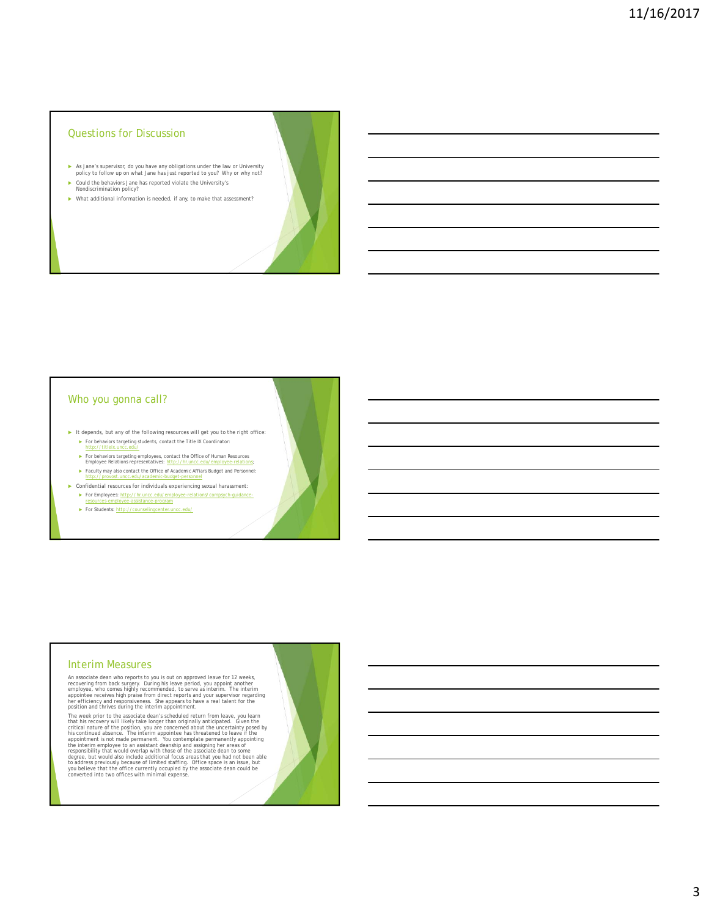## Questions for Discussion

- As Jane's supervisor, do you have any obligations under the law or University policy to follow up on what Jane has just reported to you? Why or why not?
- Could the behaviors Jane has reported violate the University's Nondiscrimination policy?
- What additional information is needed, if any, to make that assessment?

## Who you gonna call?

- It depends, but any of the following resources will get you to the right office:
  - For behaviors targeting students, contact the Title IX Coordinator: http://titleix.uncc.edu/
  - For behaviors targeting employees, contact the Office of Human Resources Employee Relations representatives: http://hr.uncc.edu/employee-relations;
  - Faculty may also contact the Office of Academic Affiars Budget and Personnel: http://provost.uncc.edu/academic-budget-personnel
- Confidential resources for individuals experiencing sexual harassment:
  - For Employees: http://hr.uncc.edu/employee-relations/compsych-guidance-resources-employee-assistance-program
  - For Students: http://counselingcenter.uncc.edu/

## Interim Measures

An associate dean who reports to you is out on approved leave for 12 weeks, recovering from back surgery. During his leave period, you appoint another employee, who comes highly recommended, to serve as interim. The interim appointee receives high praise from direct reports and your supervisor regarding her efficiency and responsiveness. She appears to have a real talent for the position and thrives during the interim appointment.

The week prior to the associate dean's scheduled return from leave, you learn that his recovery will likely take longer than originally anticipated. Given the critical nature of the position, you are concerned about the uncertainty posed by his continued absence. The interim appointee has threatened to leave if the appointment is not made permanent. You contemplate permanently appointing the interim employee to an assistant deanship and assigning her areas of responsibility that would overlap with those of the associate dean to some degree, but would also include additional focus areas that you had not been able to address previously because of limited staffing. Office space is an issue, but you believe that the office currently occupied by the associate dean could be converted into two offices with minimal expense.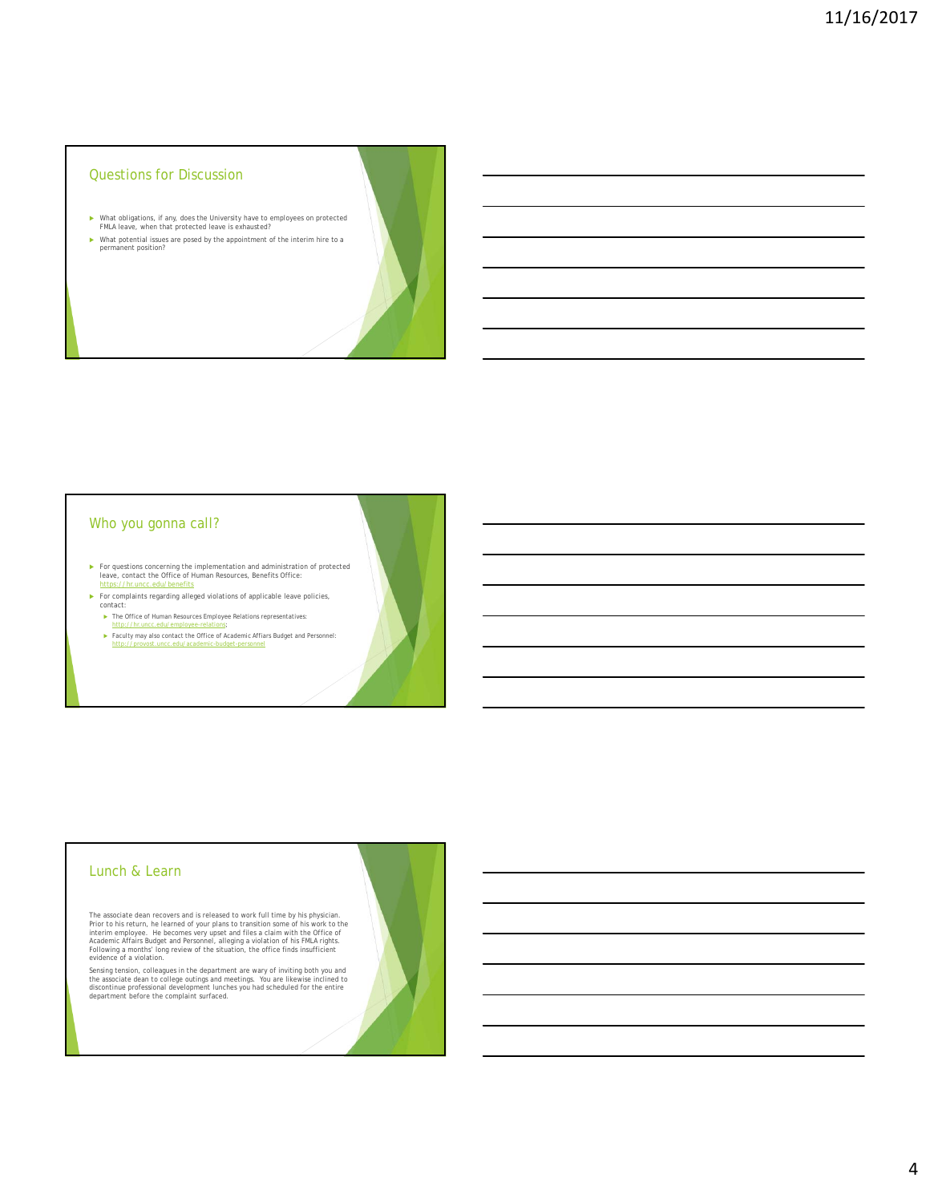## Questions for Discussion

- What obligations, if any, does the University have to employees on protected FMLA leave, when that protected leave is exhausted?
- What potential issues are posed by the appointment of the interim hire to a permanent position?

## Who you gonna call?

- For questions concerning the implementation and administration of protected leave, contact the Office of Human Resources, Benefits Office: https://hr.uncc.edu/benefits
- For complaints regarding alleged violations of applicable leave policies, contact:
  - The Office of Human Resources Employee Relations representatives: http://hr.uncc.edu/employee-relations;
  - Faculty may also contact the Office of Academic Affiars Budget and Personnel: http://provost.uncc.edu/academic-budget-personnel

## Lunch & Learn

The associate dean recovers and is released to work full time by his physician. Prior to his return, he learned of your plans to transition some of his work to the interim employee. He becomes very upset and files a claim with the Office of Academic Affairs Budget and Personnel, alleging a violation of his FMLA rights. Following a months' long review of the situation, the office finds insufficient evidence of a violation.

Sensing tension, colleagues in the department are wary of inviting both you and the associate dean to college outings and meetings. You are likewise inclined to discontinue professional development lunches you had scheduled for the entire department before the complaint surfaced.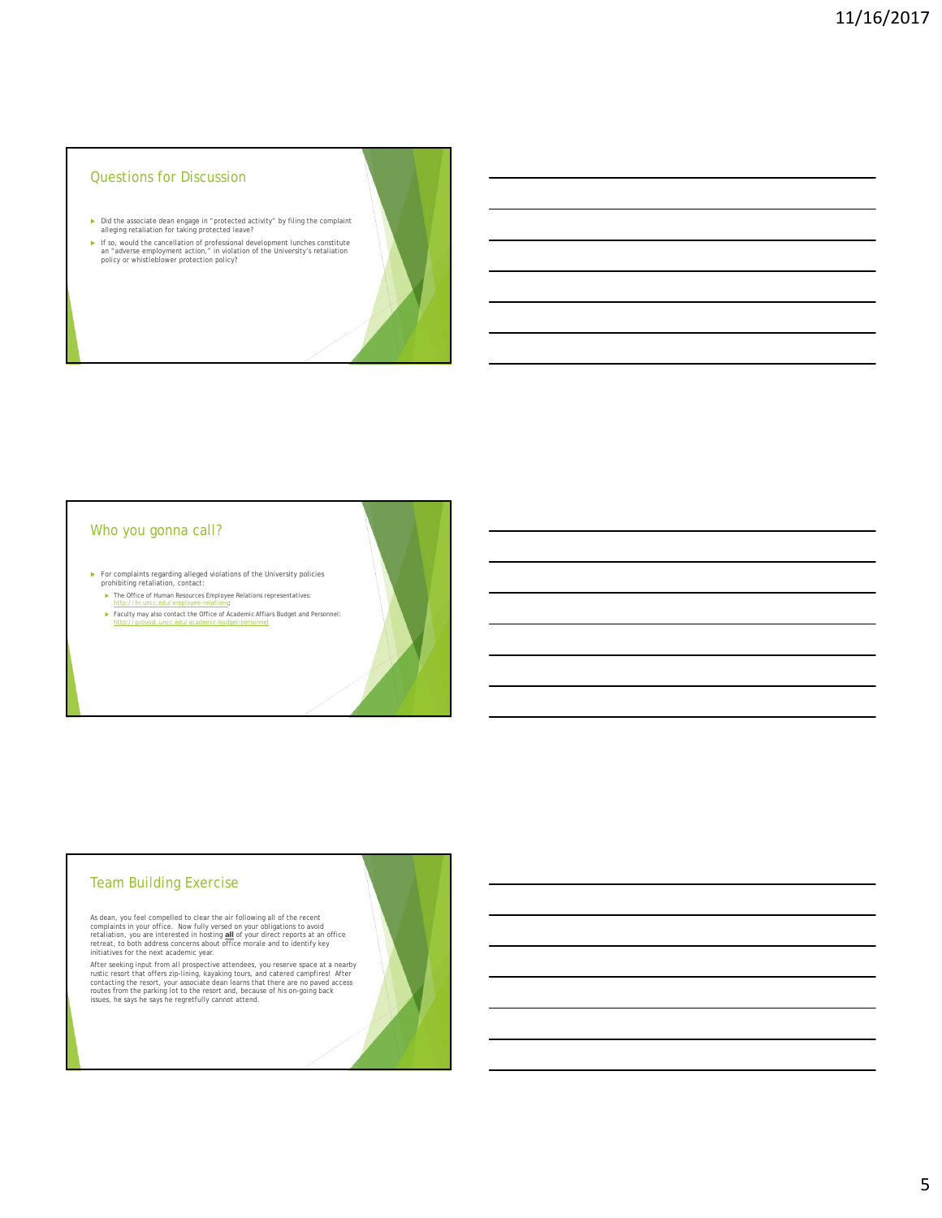## Questions for Discussion

- Did the associate dean engage in "protected activity" by filing the complaint alleging retaliation for taking protected leave?
- If so, would the cancellation of professional development lunches constitute an "adverse employment action," in violation of the University's retaliation policy or whistleblower protection policy?

## Who you gonna call?

- For complaints regarding alleged violations of the University policies prohibiting retaliation, contact:
  - The Office of Human Resources Employee Relations representatives: http://hr.uncc.edu/employee-relations;
  - Faculty may also contact the Office of Academic Affiars Budget and Personnel: http://provost.uncc.edu/academic-budget-personnel

## Team Building Exercise

As dean, you feel compelled to clear the air following all of the recent complaints in your office. Now fully versed on your obligations to avoid retaliation, you are interested in hosting **all** of your direct reports at an office retreat, to both address concerns about office morale and to identify key initiatives for the next academic year.

After seeking input from all prospective attendees, you reserve space at a nearby rustic resort that offers zip-lining, kayaking tours, and catered campfires! After contacting the resort, your associate dean learns that there are no paved access routes from the parking lot to the resort and, because of his on-going back issues, he says he says he regretfully cannot attend.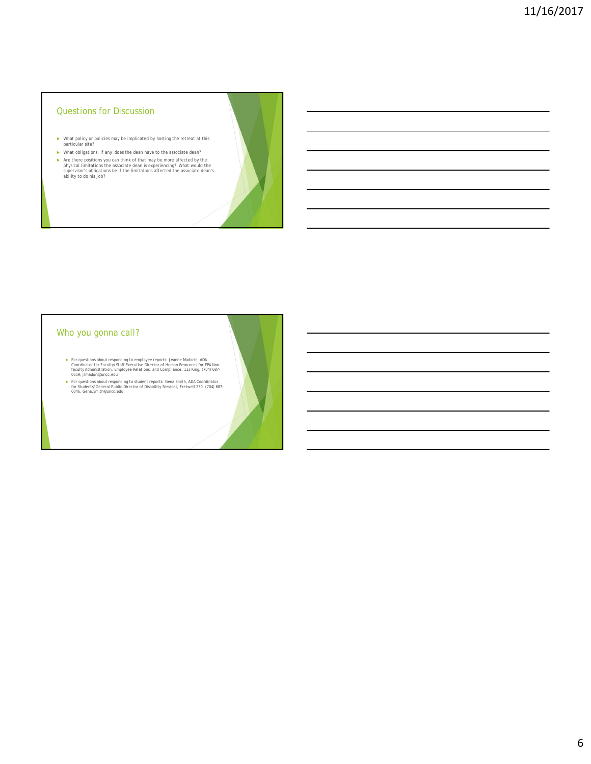## Questions for Discussion

- What policy or policies may be implicated by hosting the retreat at this particular site?
- What obligations, if any, does the dean have to the associate dean?
- Are there positions you can think of that may be more affected by the physical limitations the associate dean is experiencing? What would the supervisor's obligations be if the limitations affected the associate dean's ability to do his job?

## Who you gonna call?

- For questions about responding to employee reports: Jeanne Madorin, ADA Coordinator for Faculty/Staff Executive Director of Human Resources for EPA Non-faculty Administration, Employee Relations, and Compliance, 113 King, (704) 687-0659, jlmadori@uncc.edu
- For questions about responding to student reports: Gena Smith, ADA Coordinator for Students/General Public Director of Disability Services, Fretwell 230, (704) 687-0046, Gena.Smith@uncc.edu